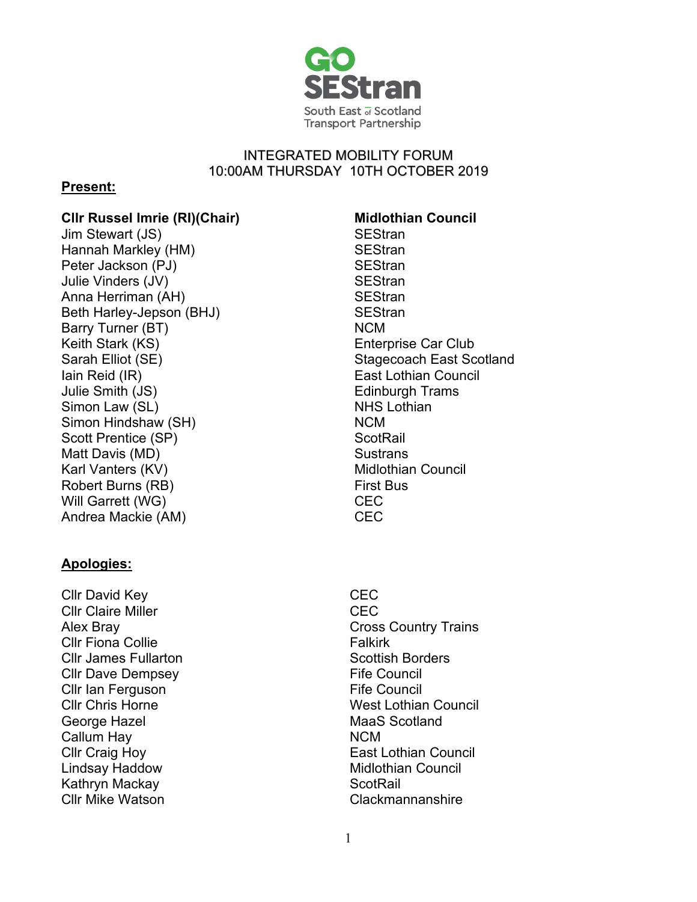GO SEStran

South East of Scotland Transport Partnership

INTEGRATED MOBILITY FORUM
10:00AM THURSDAY 10TH OCTOBER 2019

**Present:**

| | |
|---|---|
| **Cllr Russel Imrie (RI)(Chair)** | **Midlothian Council** |
| Jim Stewart (JS) | SEStran |
| Hannah Markley (HM) | SEStran |
| Peter Jackson (PJ) | SEStran |
| Julie Vinders (JV) | SEStran |
| Anna Herriman (AH) | SEStran |
| Beth Harley-Jepson (BHJ) | SEStran |
| Barry Turner (BT) | NCM |
| Keith Stark (KS) | Enterprise Car Club |
| Sarah Elliot (SE) | Stagecoach East Scotland |
| Iain Reid (IR) | East Lothian Council |
| Julie Smith (JS) | Edinburgh Trams |
| Simon Law (SL) | NHS Lothian |
| Simon Hindshaw (SH) | NCM |
| Scott Prentice (SP) | ScotRail |
| Matt Davis (MD) | Sustrans |
| Karl Vanters (KV) | Midlothian Council |
| Robert Burns (RB) | First Bus |
| Will Garrett (WG) | CEC |
| Andrea Mackie (AM) | CEC |

**Apologies:**

| | |
|---|---|
| Cllr David Key | CEC |
| Cllr Claire Miller | CEC |
| Alex Bray | Cross Country Trains |
| Cllr Fiona Collie | Falkirk |
| Cllr James Fullarton | Scottish Borders |
| Cllr Dave Dempsey | Fife Council |
| Cllr Ian Ferguson | Fife Council |
| Cllr Chris Horne | West Lothian Council |
| George Hazel | MaaS Scotland |
| Callum Hay | NCM |
| Cllr Craig Hoy | East Lothian Council |
| Lindsay Haddow | Midlothian Council |
| Kathryn Mackay | ScotRail |
| Cllr Mike Watson | Clackmannanshire |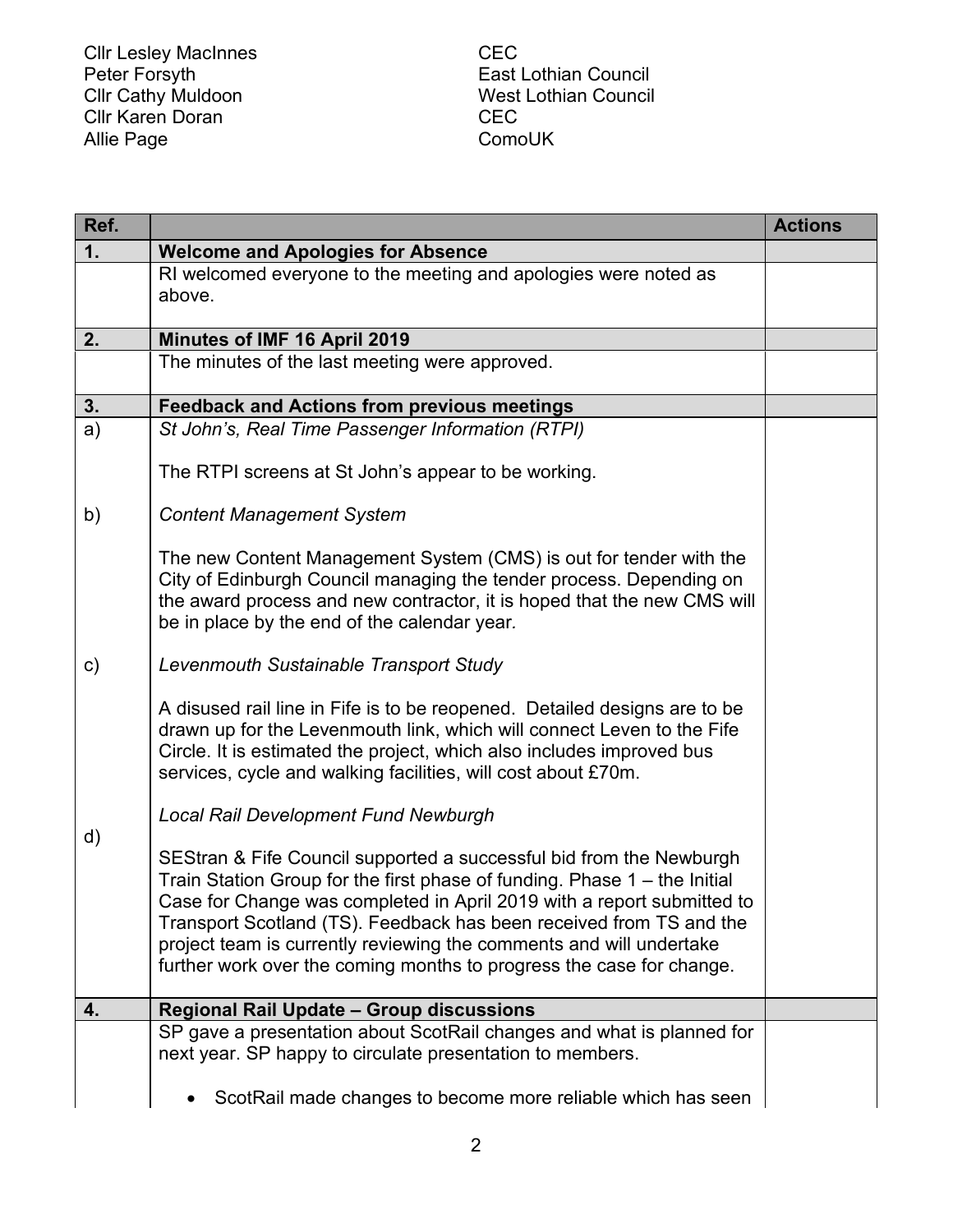| | |
|---|---|
| Cllr Lesley MacInnes | CEC |
| Peter Forsyth | East Lothian Council |
| Cllr Cathy Muldoon | West Lothian Council |
| Cllr Karen Doran | CEC |
| Allie Page | ComoUK |

| Ref. | | Actions |
|---|---|---|
| **1.** | **Welcome and Apologies for Absence** | |
| | RI welcomed everyone to the meeting and apologies were noted as above. | |
| **2.** | **Minutes of IMF 16 April 2019** | |
| | The minutes of the last meeting were approved. | |
| **3.** | **Feedback and Actions from previous meetings** | |
| a) | *St John's, Real Time Passenger Information (RTPI)*<br><br>The RTPI screens at St John's appear to be working. | |
| b) | *Content Management System*<br><br>The new Content Management System (CMS) is out for tender with the City of Edinburgh Council managing the tender process. Depending on the award process and new contractor, it is hoped that the new CMS will be in place by the end of the calendar year. | |
| c) | *Levenmouth Sustainable Transport Study*<br><br>A disused rail line in Fife is to be reopened. Detailed designs are to be drawn up for the Levenmouth link, which will connect Leven to the Fife Circle. It is estimated the project, which also includes improved bus services, cycle and walking facilities, will cost about £70m. | |
| d) | *Local Rail Development Fund Newburgh*<br><br>SEStran & Fife Council supported a successful bid from the Newburgh Train Station Group for the first phase of funding. Phase 1 – the Initial Case for Change was completed in April 2019 with a report submitted to Transport Scotland (TS). Feedback has been received from TS and the project team is currently reviewing the comments and will undertake further work over the coming months to progress the case for change. | |
| **4.** | **Regional Rail Update – Group discussions** | |
| | SP gave a presentation about ScotRail changes and what is planned for next year. SP happy to circulate presentation to members.<br><br>• ScotRail made changes to become more reliable which has seen | |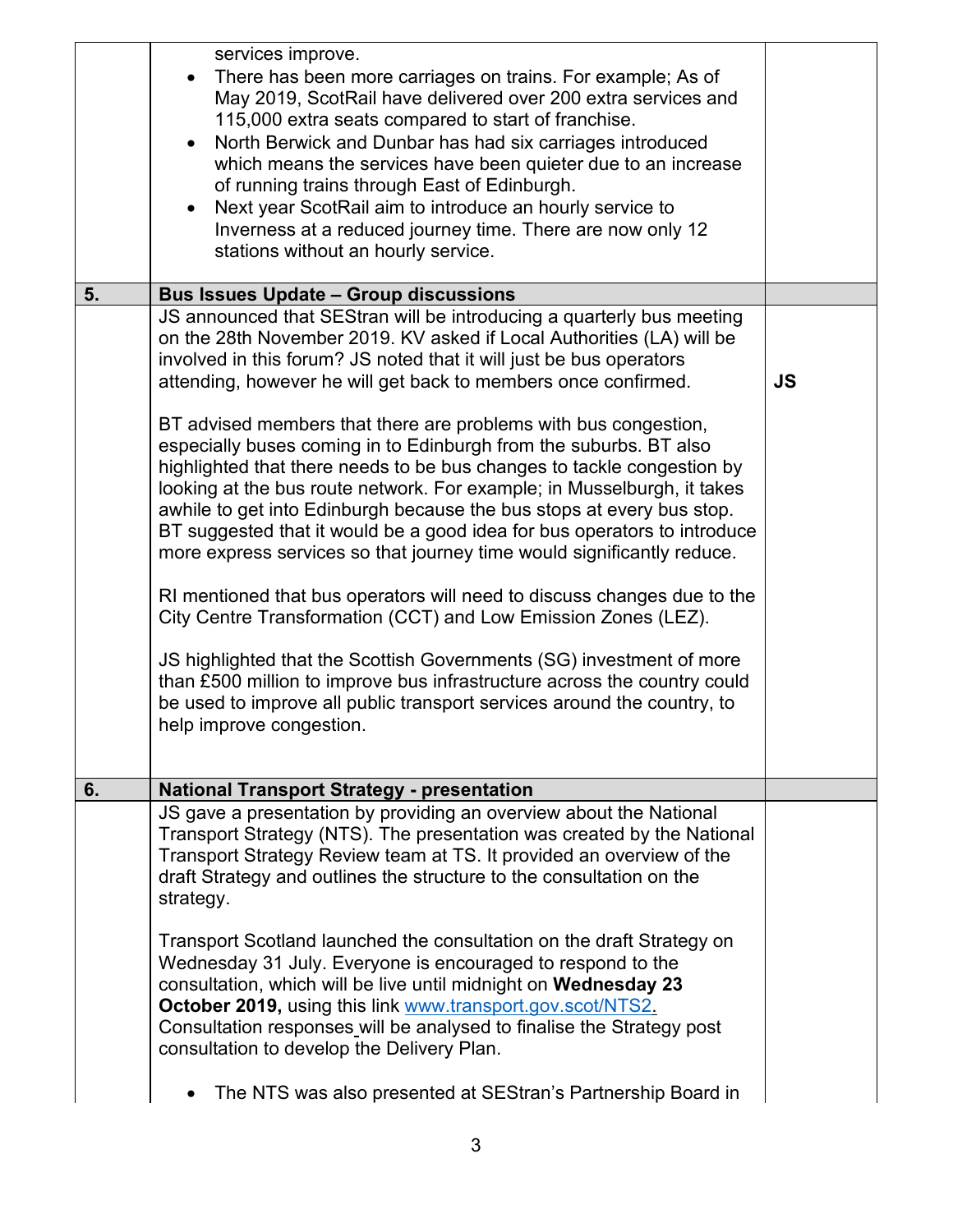| | | |
|---|---|---|
| | services improve.<br>• There has been more carriages on trains. For example; As of May 2019, ScotRail have delivered over 200 extra services and 115,000 extra seats compared to start of franchise.<br>• North Berwick and Dunbar has had six carriages introduced which means the services have been quieter due to an increase of running trains through East of Edinburgh.<br>• Next year ScotRail aim to introduce an hourly service to Inverness at a reduced journey time. There are now only 12 stations without an hourly service. | |
| **5.** | **Bus Issues Update – Group discussions** | |
| | JS announced that SEStran will be introducing a quarterly bus meeting on the 28th November 2019. KV asked if Local Authorities (LA) will be involved in this forum? JS noted that it will just be bus operators attending, however he will get back to members once confirmed.<br><br>BT advised members that there are problems with bus congestion, especially buses coming in to Edinburgh from the suburbs. BT also highlighted that there needs to be bus changes to tackle congestion by looking at the bus route network. For example; in Musselburgh, it takes awhile to get into Edinburgh because the bus stops at every bus stop. BT suggested that it would be a good idea for bus operators to introduce more express services so that journey time would significantly reduce.<br><br>RI mentioned that bus operators will need to discuss changes due to the City Centre Transformation (CCT) and Low Emission Zones (LEZ).<br><br>JS highlighted that the Scottish Governments (SG) investment of more than £500 million to improve bus infrastructure across the country could be used to improve all public transport services around the country, to help improve congestion. | **JS** |
| **6.** | **National Transport Strategy - presentation** | |
| | JS gave a presentation by providing an overview about the National Transport Strategy (NTS). The presentation was created by the National Transport Strategy Review team at TS. It provided an overview of the draft Strategy and outlines the structure to the consultation on the strategy.<br><br>Transport Scotland launched the consultation on the draft Strategy on Wednesday 31 July. Everyone is encouraged to respond to the consultation, which will be live until midnight on **Wednesday 23 October 2019,** using this link [www.transport.gov.scot/NTS2](www.transport.gov.scot/NTS2). Consultation responses will be analysed to finalise the Strategy post consultation to develop the Delivery Plan.<br><br>• The NTS was also presented at SEStran's Partnership Board in | |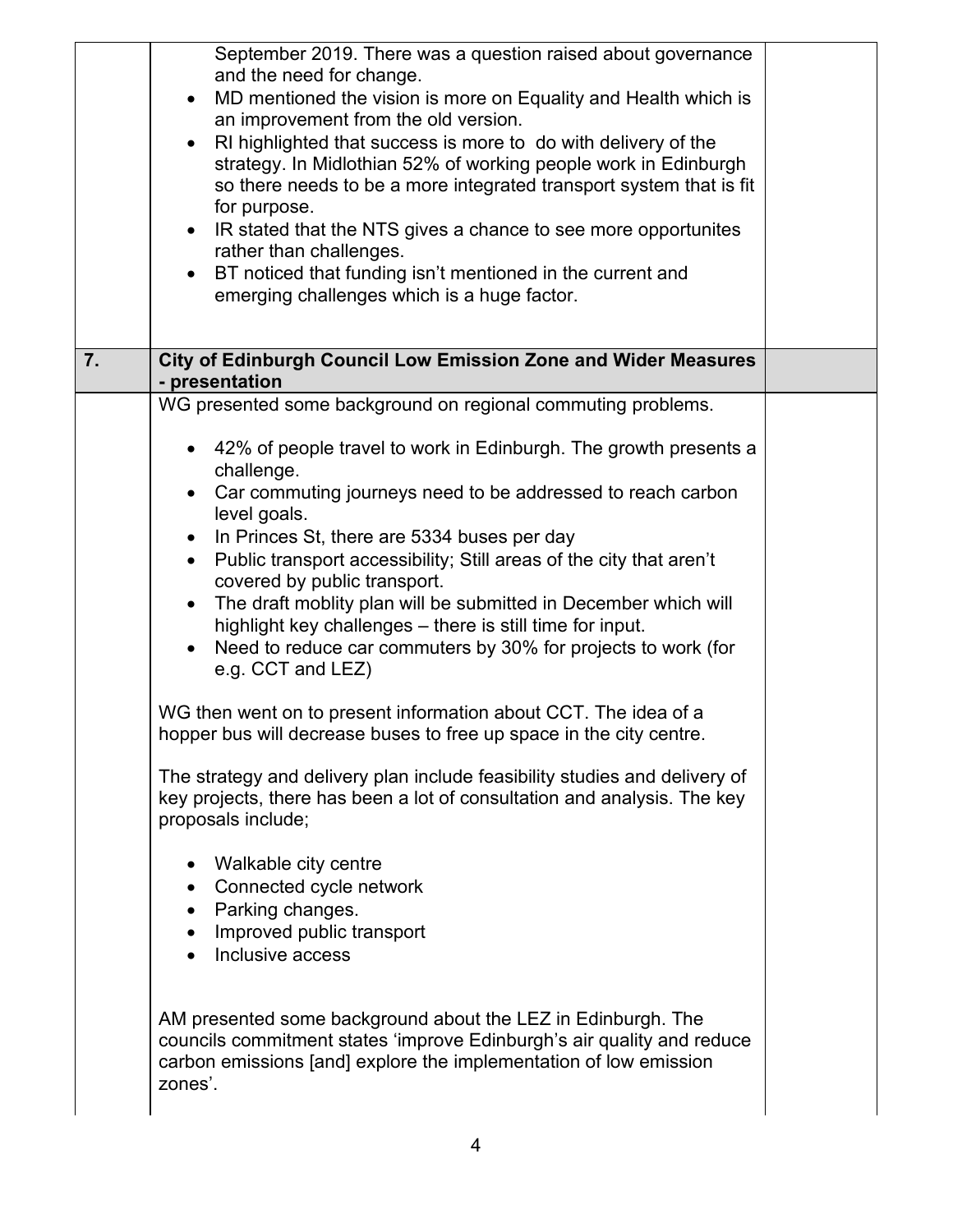| | | |
|---|---|---|
| | September 2019. There was a question raised about governance and the need for change.<br>• MD mentioned the vision is more on Equality and Health which is an improvement from the old version.<br>• RI highlighted that success is more to do with delivery of the strategy. In Midlothian 52% of working people work in Edinburgh so there needs to be a more integrated transport system that is fit for purpose.<br>• IR stated that the NTS gives a chance to see more opportunites rather than challenges.<br>• BT noticed that funding isn't mentioned in the current and emerging challenges which is a huge factor. | |
| **7.** | **City of Edinburgh Council Low Emission Zone and Wider Measures - presentation** | |

WG presented some background on regional commuting problems.

- 42% of people travel to work in Edinburgh. The growth presents a challenge.
- Car commuting journeys need to be addressed to reach carbon level goals.
- In Princes St, there are 5334 buses per day
- Public transport accessibility; Still areas of the city that aren't covered by public transport.
- The draft moblity plan will be submitted in December which will highlight key challenges – there is still time for input.
- Need to reduce car commuters by 30% for projects to work (for e.g. CCT and LEZ)

WG then went on to present information about CCT. The idea of a hopper bus will decrease buses to free up space in the city centre.

The strategy and delivery plan include feasibility studies and delivery of key projects, there has been a lot of consultation and analysis. The key proposals include;

- Walkable city centre
- Connected cycle network
- Parking changes.
- Improved public transport
- Inclusive access

AM presented some background about the LEZ in Edinburgh. The councils commitment states 'improve Edinburgh's air quality and reduce carbon emissions [and] explore the implementation of low emission zones'.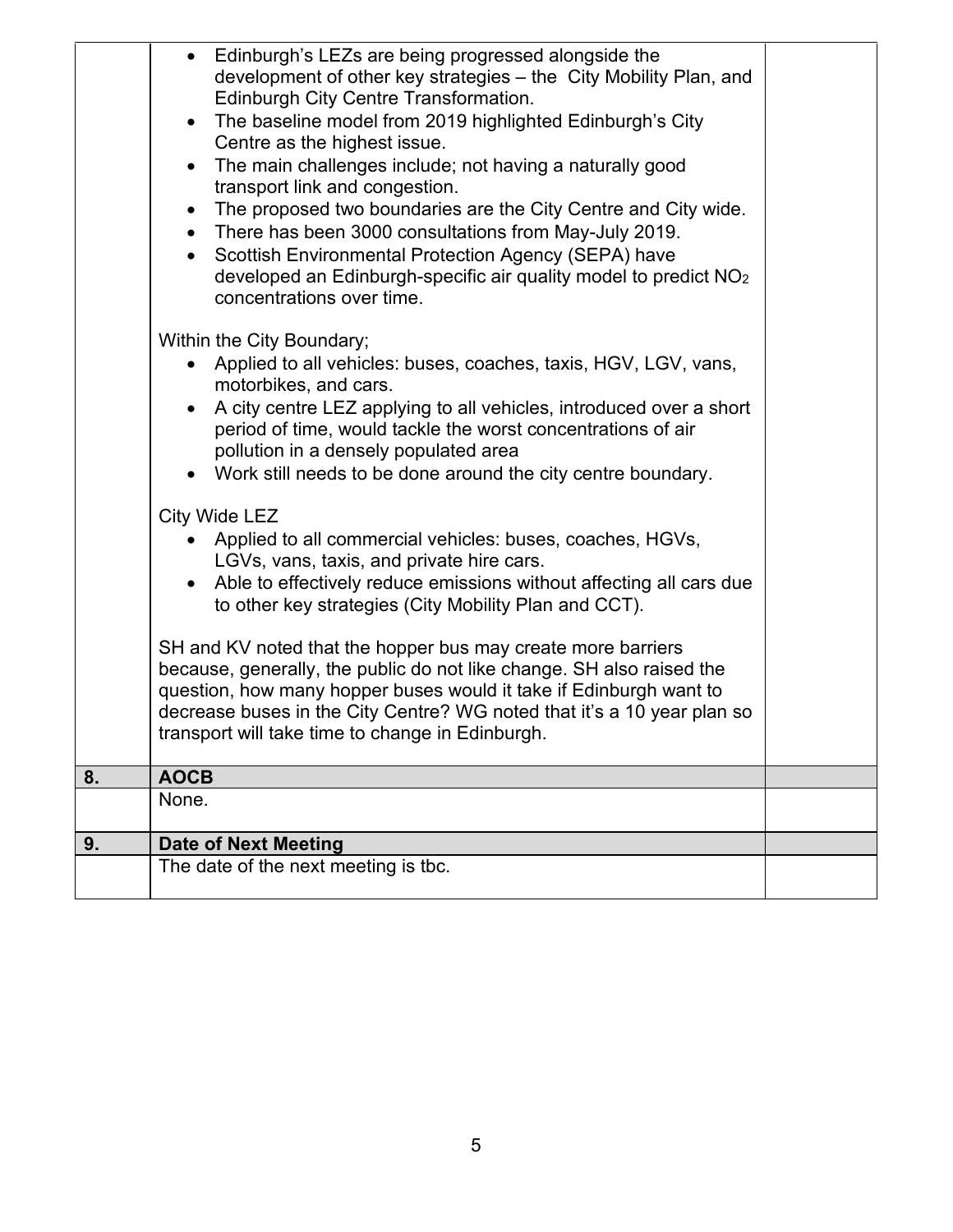| | | |
|---|---|---|
| | • Edinburgh's LEZs are being progressed alongside the development of other key strategies – the City Mobility Plan, and Edinburgh City Centre Transformation.<br>• The baseline model from 2019 highlighted Edinburgh's City Centre as the highest issue.<br>• The main challenges include; not having a naturally good transport link and congestion.<br>• The proposed two boundaries are the City Centre and City wide.<br>• There has been 3000 consultations from May-July 2019.<br>• Scottish Environmental Protection Agency (SEPA) have developed an Edinburgh-specific air quality model to predict $NO_2$ concentrations over time.<br><br>Within the City Boundary;<br>• Applied to all vehicles: buses, coaches, taxis, HGV, LGV, vans, motorbikes, and cars.<br>• A city centre LEZ applying to all vehicles, introduced over a short period of time, would tackle the worst concentrations of air pollution in a densely populated area<br>• Work still needs to be done around the city centre boundary.<br><br>City Wide LEZ<br>• Applied to all commercial vehicles: buses, coaches, HGVs, LGVs, vans, taxis, and private hire cars.<br>• Able to effectively reduce emissions without affecting all cars due to other key strategies (City Mobility Plan and CCT).<br><br>SH and KV noted that the hopper bus may create more barriers because, generally, the public do not like change. SH also raised the question, how many hopper buses would it take if Edinburgh want to decrease buses in the City Centre? WG noted that it's a 10 year plan so transport will take time to change in Edinburgh. | |
| **8.** | **AOCB** | |
| | None. | |
| **9.** | **Date of Next Meeting** | |
| | The date of the next meeting is tbc. | |